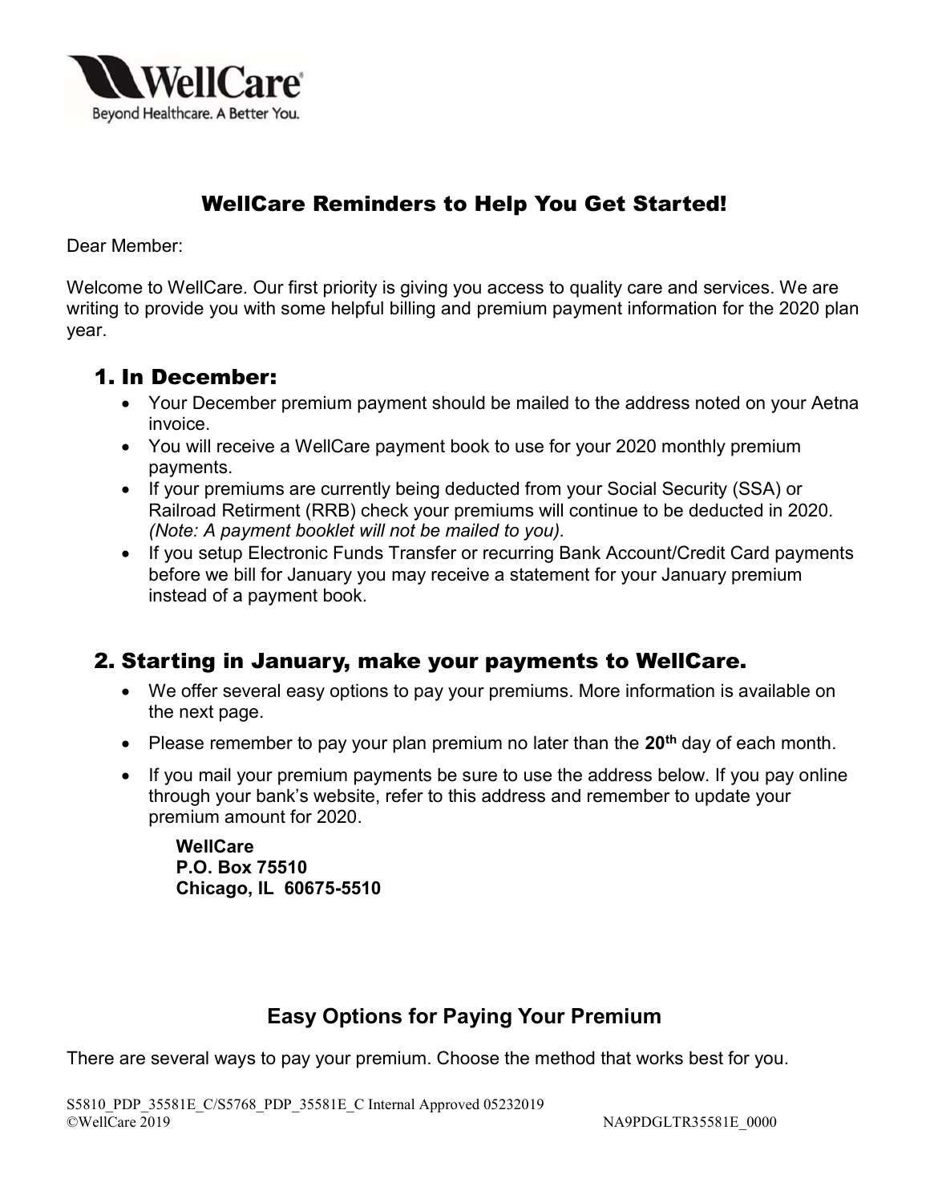# WellCare Reminders to Help You Get Started!

Dear Member:

Welcome to WellCare. Our first priority is giving you access to quality care and services. We are writing to provide you with some helpful billing and premium payment information for the 2020 plan year.

## 1. In December:

- Your December premium payment should be mailed to the address noted on your Aetna invoice.
- You will receive a WellCare payment book to use for your 2020 monthly premium payments.
- If your premiums are currently being deducted from your Social Security (SSA) or Railroad Retirment (RRB) check your premiums will continue to be deducted in 2020. *(Note: A payment booklet will not be mailed to you).*
- If you setup Electronic Funds Transfer or recurring Bank Account/Credit Card payments before we bill for January you may receive a statement for your January premium instead of a payment book.

## 2. Starting in January, make your payments to WellCare.

- We offer several easy options to pay your premiums. More information is available on the next page.
- Please remember to pay your plan premium no later than the **20th** day of each month.
- If you mail your premium payments be sure to use the address below. If you pay online through your bank's website, refer to this address and remember to update your premium amount for 2020.

  **WellCare**
  **P.O. Box 75510**
  **Chicago, IL 60675-5510**

## Easy Options for Paying Your Premium

There are several ways to pay your premium. Choose the method that works best for you.

S5810_PDP_35581E_C/S5768_PDP_35581E_C Internal Approved 05232019
©WellCare 2019 NA9PDGLTR35581E_0000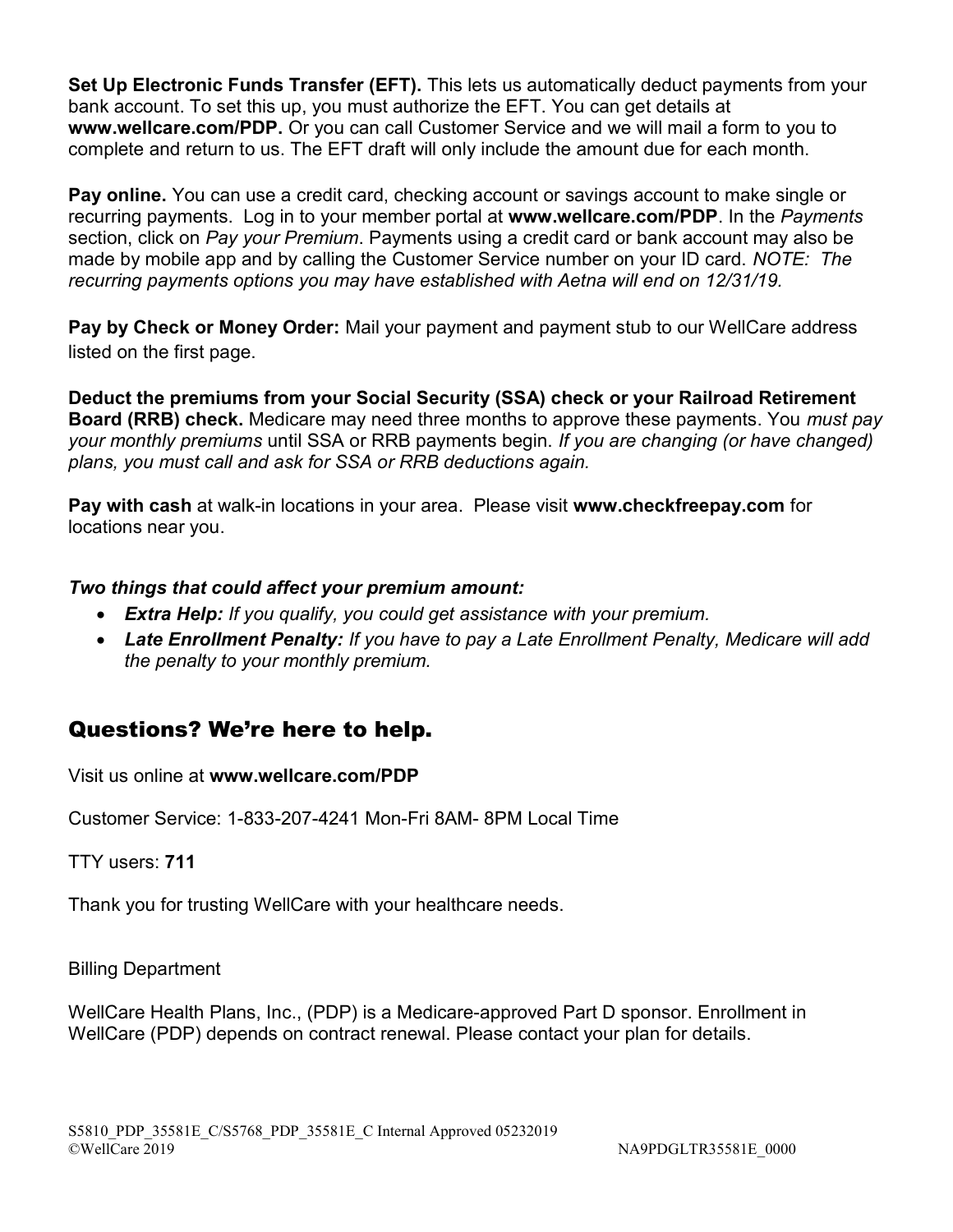**Set Up Electronic Funds Transfer (EFT).** This lets us automatically deduct payments from your bank account. To set this up, you must authorize the EFT. You can get details at **www.wellcare.com/PDP.** Or you can call Customer Service and we will mail a form to you to complete and return to us. The EFT draft will only include the amount due for each month.

**Pay online.** You can use a credit card, checking account or savings account to make single or recurring payments. Log in to your member portal at **www.wellcare.com/PDP**. In the *Payments* section, click on *Pay your Premium*. Payments using a credit card or bank account may also be made by mobile app and by calling the Customer Service number on your ID card. *NOTE: The recurring payments options you may have established with Aetna will end on 12/31/19.*

**Pay by Check or Money Order:** Mail your payment and payment stub to our WellCare address listed on the first page.

**Deduct the premiums from your Social Security (SSA) check or your Railroad Retirement Board (RRB) check.** Medicare may need three months to approve these payments. You *must pay your monthly premiums* until SSA or RRB payments begin. *If you are changing (or have changed) plans, you must call and ask for SSA or RRB deductions again.*

**Pay with cash** at walk-in locations in your area. Please visit **www.checkfreepay.com** for locations near you.

***Two things that could affect your premium amount:***

- ***Extra Help:*** *If you qualify, you could get assistance with your premium.*
- ***Late Enrollment Penalty:*** *If you have to pay a Late Enrollment Penalty, Medicare will add the penalty to your monthly premium.*

## Questions? We're here to help.

Visit us online at **www.wellcare.com/PDP**

Customer Service: 1-833-207-4241 Mon-Fri 8AM- 8PM Local Time

TTY users: **711**

Thank you for trusting WellCare with your healthcare needs.

Billing Department

WellCare Health Plans, Inc., (PDP) is a Medicare-approved Part D sponsor. Enrollment in WellCare (PDP) depends on contract renewal. Please contact your plan for details.

S5810_PDP_35581E_C/S5768_PDP_35581E_C Internal Approved 05232019
©WellCare 2019 NA9PDGLTR35581E_0000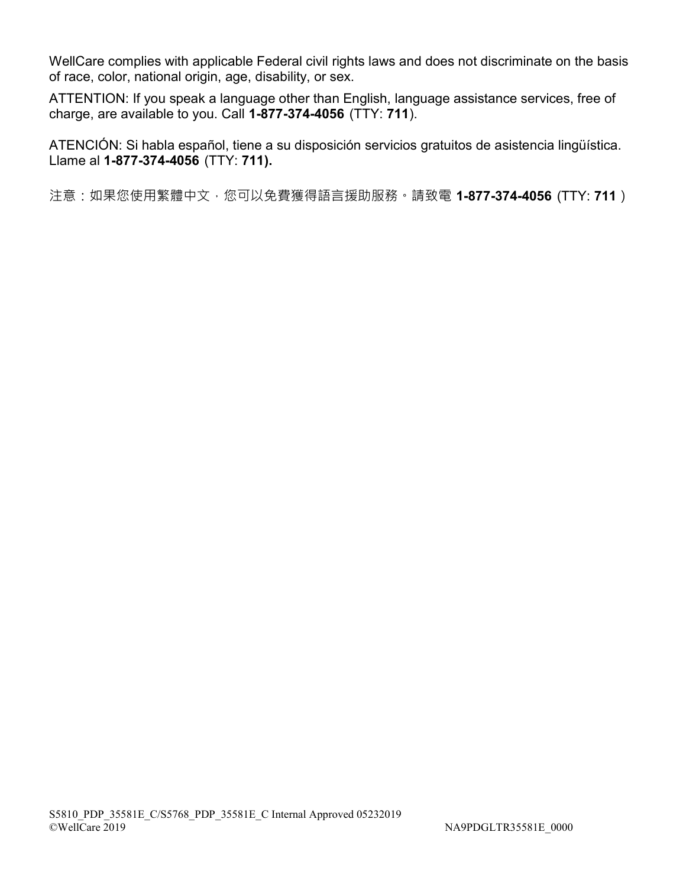WellCare complies with applicable Federal civil rights laws and does not discriminate on the basis of race, color, national origin, age, disability, or sex.

ATTENTION: If you speak a language other than English, language assistance services, free of charge, are available to you. Call **1-877-374-4056** (TTY: **711**).

ATENCIÓN: Si habla español, tiene a su disposición servicios gratuitos de asistencia lingüística. Llame al **1-877-374-4056** (TTY: **711).**

注意：如果您使用繁體中文，您可以免費獲得語言援助服務。請致電 **1-877-374-4056** (TTY: **711**）

S5810_PDP_35581E_C/S5768_PDP_35581E_C Internal Approved 05232019
©WellCare 2019

NA9PDGLTR35581E_0000